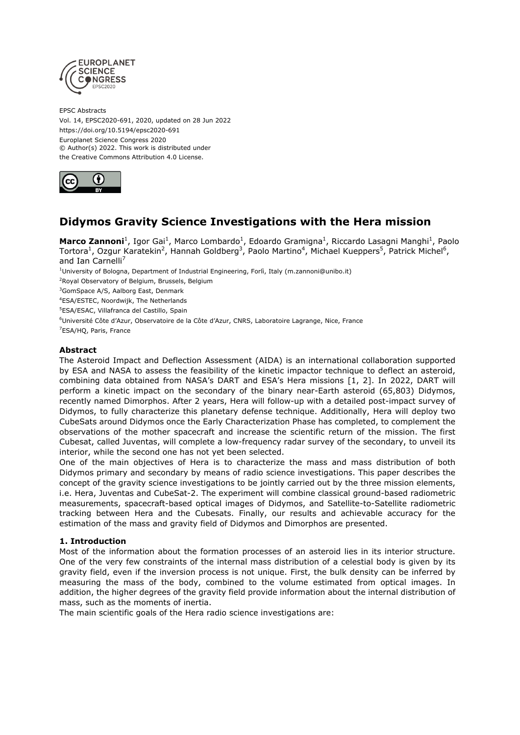EPSC Abstracts
Vol. 14, EPSC2020-691, 2020, updated on 28 Jun 2022
https://doi.org/10.5194/epsc2020-691
Europlanet Science Congress 2020
© Author(s) 2022. This work is distributed under
the Creative Commons Attribution 4.0 License.

# Didymos Gravity Science Investigations with the Hera mission

**Marco Zannoni**[1], Igor Gai[1], Marco Lombardo[1], Edoardo Gramigna[1], Riccardo Lasagni Manghi[1], Paolo Tortora[1], Ozgur Karatekin[2], Hannah Goldberg[3], Paolo Martino[4], Michael Kueppers[5], Patrick Michel[6], and Ian Carnelli[7]

[1]University of Bologna, Department of Industrial Engineering, Forlì, Italy (m.zannoni@unibo.it)
[2]Royal Observatory of Belgium, Brussels, Belgium
[3]GomSpace A/S, Aalborg East, Denmark
[4]ESA/ESTEC, Noordwijk, The Netherlands
[5]ESA/ESAC, Villafranca del Castillo, Spain
[6]Université Côte d'Azur, Observatoire de la Côte d'Azur, CNRS, Laboratoire Lagrange, Nice, France
[7]ESA/HQ, Paris, France

### Abstract

The Asteroid Impact and Deflection Assessment (AIDA) is an international collaboration supported by ESA and NASA to assess the feasibility of the kinetic impactor technique to deflect an asteroid, combining data obtained from NASA's DART and ESA's Hera missions [1, 2]. In 2022, DART will perform a kinetic impact on the secondary of the binary near-Earth asteroid (65,803) Didymos, recently named Dimorphos. After 2 years, Hera will follow-up with a detailed post-impact survey of Didymos, to fully characterize this planetary defense technique. Additionally, Hera will deploy two CubeSats around Didymos once the Early Characterization Phase has completed, to complement the observations of the mother spacecraft and increase the scientific return of the mission. The first Cubesat, called Juventas, will complete a low-frequency radar survey of the secondary, to unveil its interior, while the second one has not yet been selected.

One of the main objectives of Hera is to characterize the mass and mass distribution of both Didymos primary and secondary by means of radio science investigations. This paper describes the concept of the gravity science investigations to be jointly carried out by the three mission elements, i.e. Hera, Juventas and CubeSat-2. The experiment will combine classical ground-based radiometric measurements, spacecraft-based optical images of Didymos, and Satellite-to-Satellite radiometric tracking between Hera and the Cubesats. Finally, our results and achievable accuracy for the estimation of the mass and gravity field of Didymos and Dimorphos are presented.

### 1. Introduction

Most of the information about the formation processes of an asteroid lies in its interior structure. One of the very few constraints of the internal mass distribution of a celestial body is given by its gravity field, even if the inversion process is not unique. First, the bulk density can be inferred by measuring the mass of the body, combined to the volume estimated from optical images. In addition, the higher degrees of the gravity field provide information about the internal distribution of mass, such as the moments of inertia.

The main scientific goals of the Hera radio science investigations are: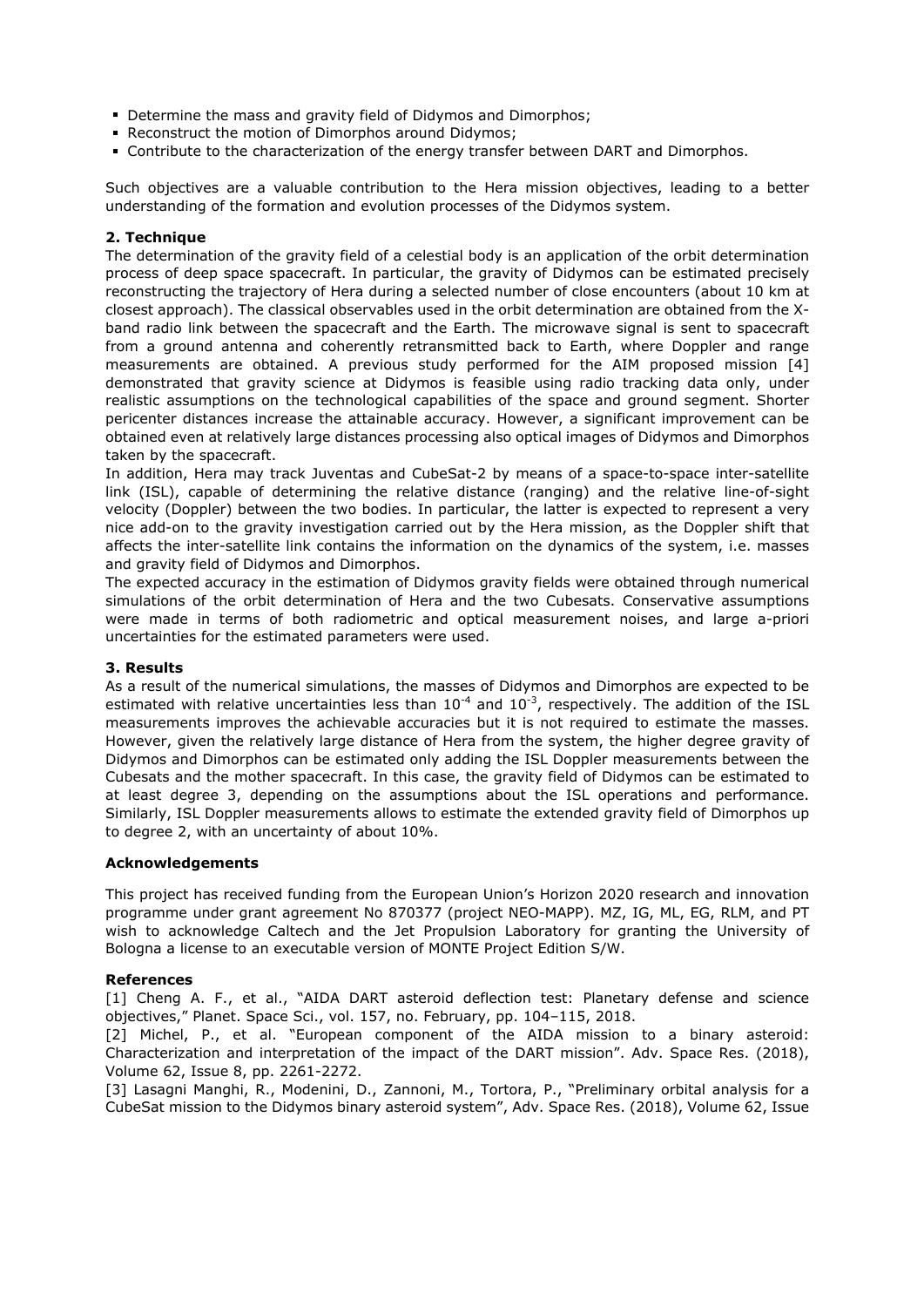- Determine the mass and gravity field of Didymos and Dimorphos;
- Reconstruct the motion of Dimorphos around Didymos;
- Contribute to the characterization of the energy transfer between DART and Dimorphos.

Such objectives are a valuable contribution to the Hera mission objectives, leading to a better understanding of the formation and evolution processes of the Didymos system.

## 2. Technique

The determination of the gravity field of a celestial body is an application of the orbit determination process of deep space spacecraft. In particular, the gravity of Didymos can be estimated precisely reconstructing the trajectory of Hera during a selected number of close encounters (about 10 km at closest approach). The classical observables used in the orbit determination are obtained from the X-band radio link between the spacecraft and the Earth. The microwave signal is sent to spacecraft from a ground antenna and coherently retransmitted back to Earth, where Doppler and range measurements are obtained. A previous study performed for the AIM proposed mission [4] demonstrated that gravity science at Didymos is feasible using radio tracking data only, under realistic assumptions on the technological capabilities of the space and ground segment. Shorter pericenter distances increase the attainable accuracy. However, a significant improvement can be obtained even at relatively large distances processing also optical images of Didymos and Dimorphos taken by the spacecraft.

In addition, Hera may track Juventas and CubeSat-2 by means of a space-to-space inter-satellite link (ISL), capable of determining the relative distance (ranging) and the relative line-of-sight velocity (Doppler) between the two bodies. In particular, the latter is expected to represent a very nice add-on to the gravity investigation carried out by the Hera mission, as the Doppler shift that affects the inter-satellite link contains the information on the dynamics of the system, i.e. masses and gravity field of Didymos and Dimorphos.

The expected accuracy in the estimation of Didymos gravity fields were obtained through numerical simulations of the orbit determination of Hera and the two Cubesats. Conservative assumptions were made in terms of both radiometric and optical measurement noises, and large a-priori uncertainties for the estimated parameters were used.

## 3. Results

As a result of the numerical simulations, the masses of Didymos and Dimorphos are expected to be estimated with relative uncertainties less than $10^{-4}$ and $10^{-3}$, respectively. The addition of the ISL measurements improves the achievable accuracies but it is not required to estimate the masses. However, given the relatively large distance of Hera from the system, the higher degree gravity of Didymos and Dimorphos can be estimated only adding the ISL Doppler measurements between the Cubesats and the mother spacecraft. In this case, the gravity field of Didymos can be estimated to at least degree 3, depending on the assumptions about the ISL operations and performance. Similarly, ISL Doppler measurements allows to estimate the extended gravity field of Dimorphos up to degree 2, with an uncertainty of about 10%.

## Acknowledgements

This project has received funding from the European Union's Horizon 2020 research and innovation programme under grant agreement No 870377 (project NEO-MAPP). MZ, IG, ML, EG, RLM, and PT wish to acknowledge Caltech and the Jet Propulsion Laboratory for granting the University of Bologna a license to an executable version of MONTE Project Edition S/W.

## References

[1] Cheng A. F., et al., "AIDA DART asteroid deflection test: Planetary defense and science objectives," Planet. Space Sci., vol. 157, no. February, pp. 104–115, 2018.

[2] Michel, P., et al. "European component of the AIDA mission to a binary asteroid: Characterization and interpretation of the impact of the DART mission". Adv. Space Res. (2018), Volume 62, Issue 8, pp. 2261-2272.

[3] Lasagni Manghi, R., Modenini, D., Zannoni, M., Tortora, P., "Preliminary orbital analysis for a CubeSat mission to the Didymos binary asteroid system", Adv. Space Res. (2018), Volume 62, Issue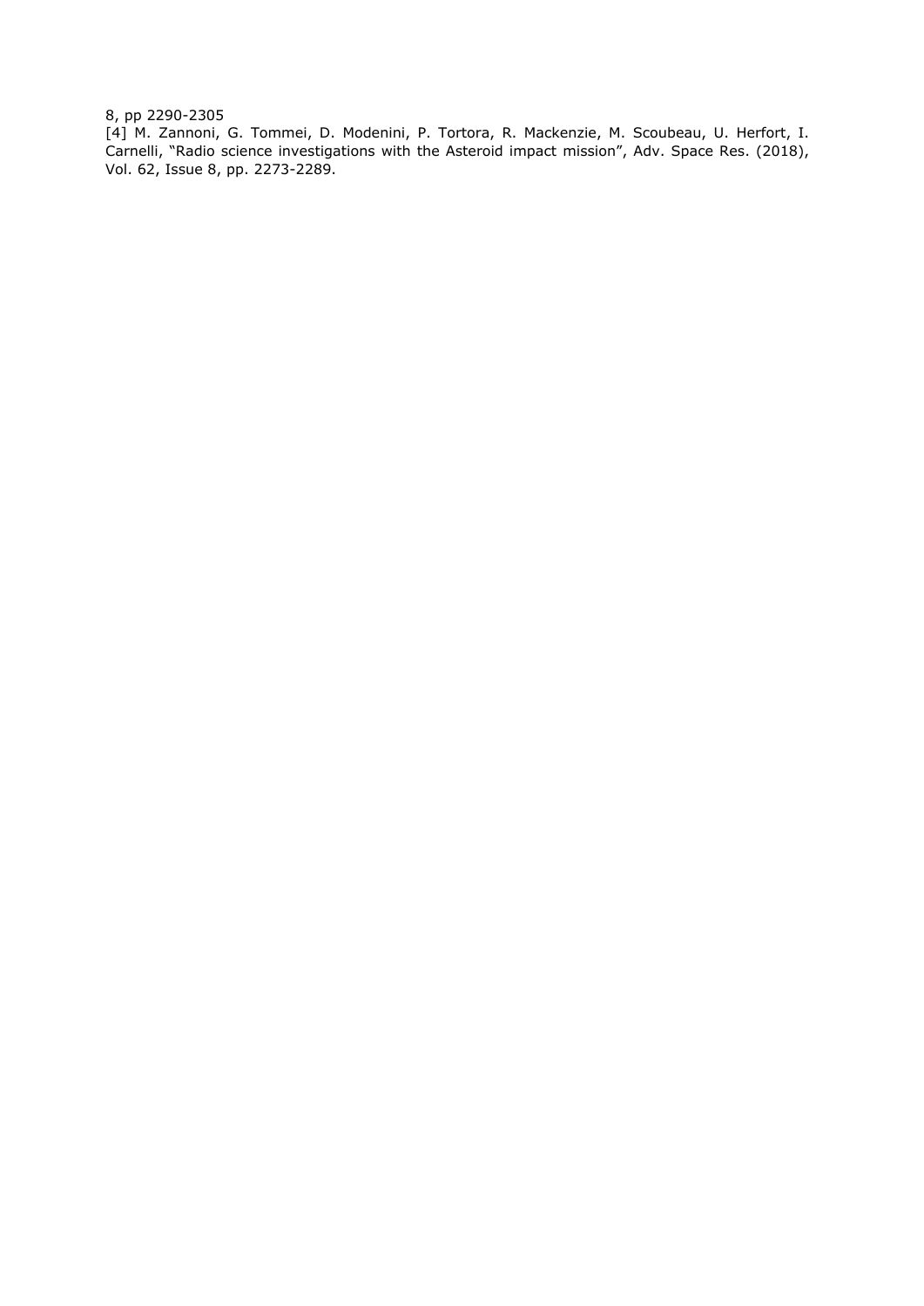8, pp 2290-2305

[4] M. Zannoni, G. Tommei, D. Modenini, P. Tortora, R. Mackenzie, M. Scoubeau, U. Herfort, I. Carnelli, "Radio science investigations with the Asteroid impact mission", Adv. Space Res. (2018), Vol. 62, Issue 8, pp. 2273-2289.